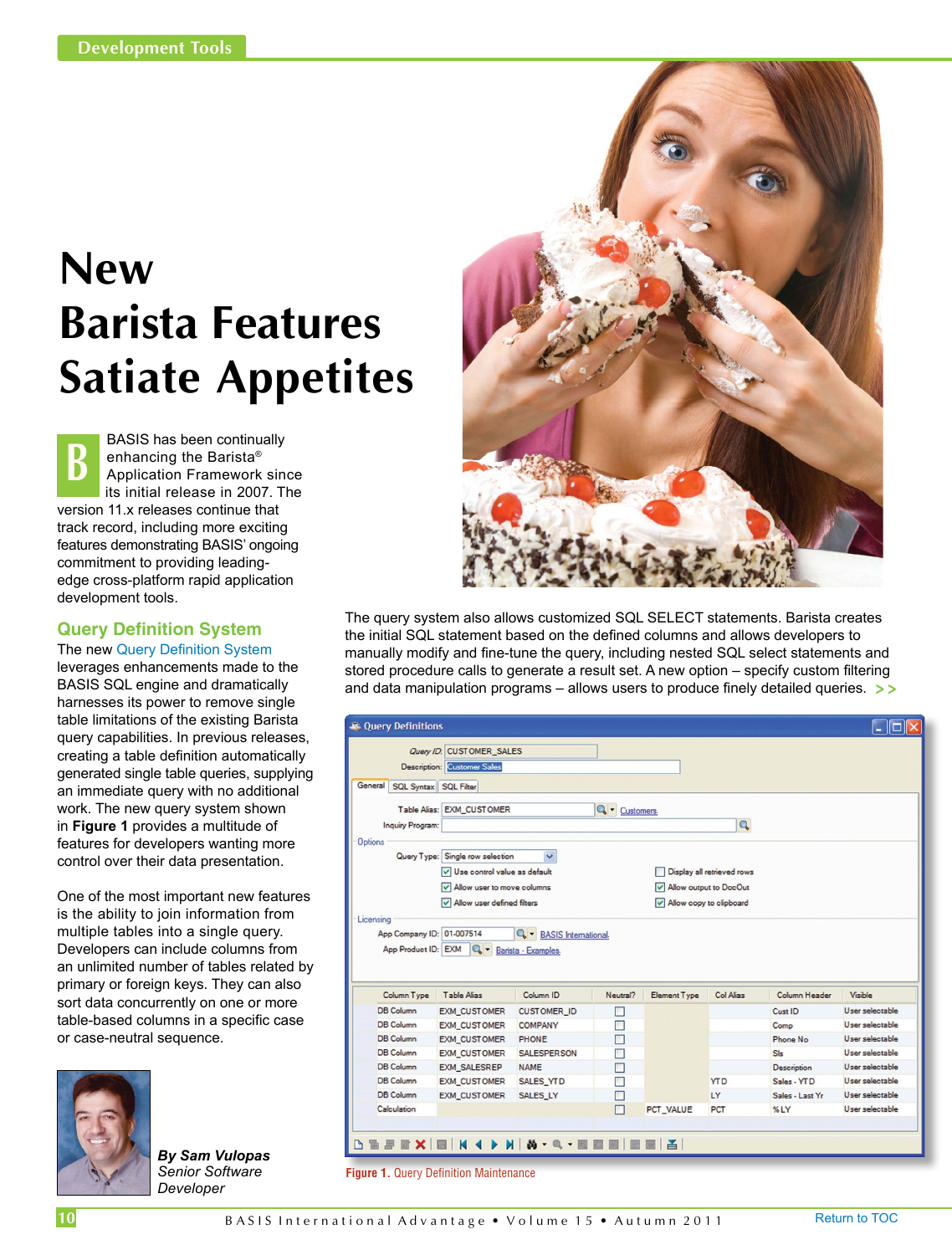# New Barista Features Satiate Appetites

BASIS has been continually enhancing the Barista® Application Framework since its initial release in 2007. The version 11.x releases continue that track record, including more exciting features demonstrating BASIS' ongoing commitment to providing leading-edge cross-platform rapid application development tools.

## Query Definition System

The new Query Definition System leverages enhancements made to the BASIS SQL engine and dramatically harnesses its power to remove single table limitations of the existing Barista query capabilities. In previous releases, creating a table definition automatically generated single table queries, supplying an immediate query with no additional work. The new query system shown in **Figure 1** provides a multitude of features for developers wanting more control over their data presentation.

One of the most important new features is the ability to join information from multiple tables into a single query. Developers can include columns from an unlimited number of tables related by primary or foreign keys. They can also sort data concurrently on one or more table-based columns in a specific case or case-neutral sequence.

*By Sam Vulopas*
*Senior Software Developer*

The query system also allows customized SQL SELECT statements. Barista creates the initial SQL statement based on the defined columns and allows developers to manually modify and fine-tune the query, including nested SQL select statements and stored procedure calls to generate a result set. A new option – specify custom filtering and data manipulation programs – allows users to produce finely detailed queries. >>

Figure 1. Query Definition Maintenance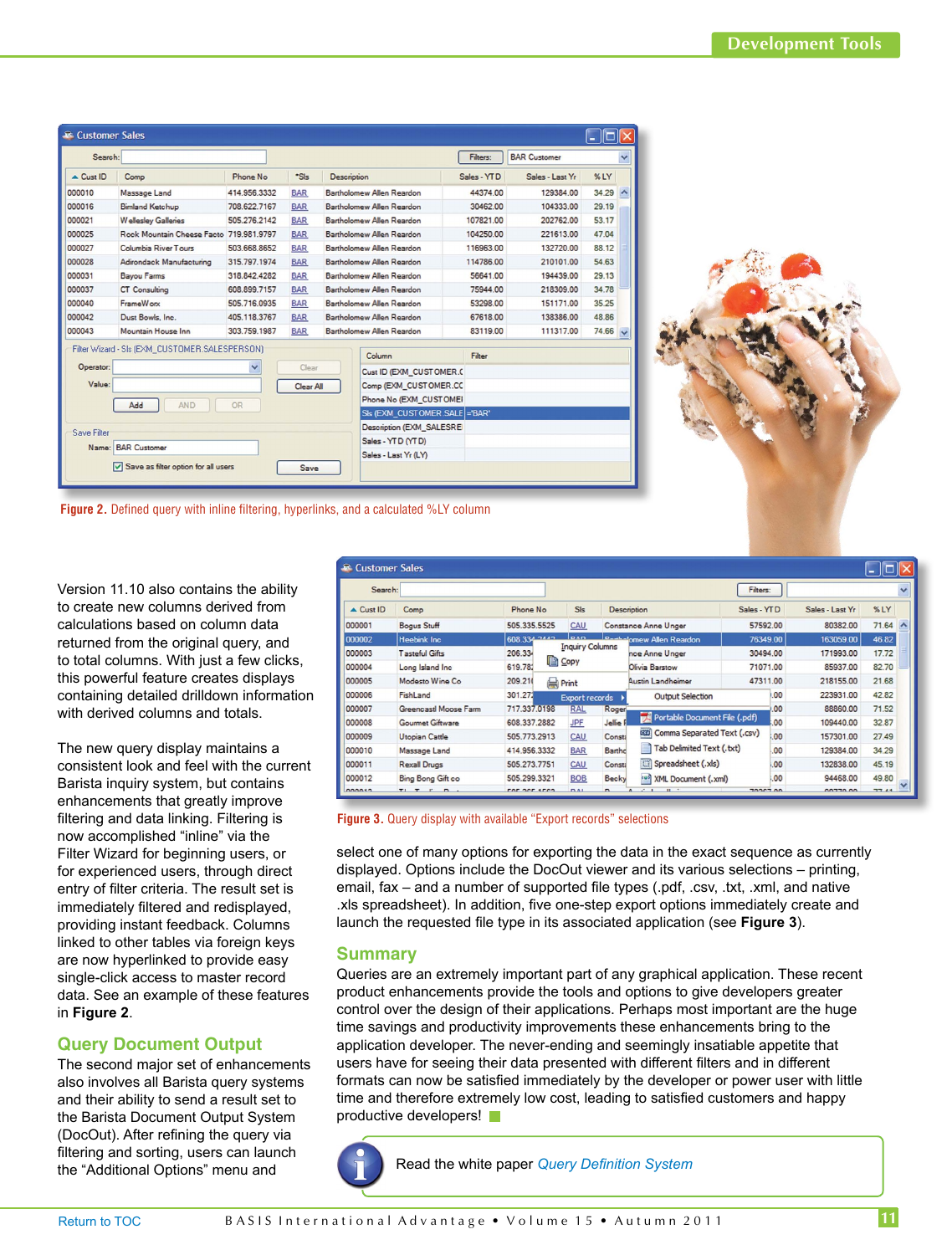Figure 2. Defined query with inline filtering, hyperlinks, and a calculated %LY column

Version 11.10 also contains the ability to create new columns derived from calculations based on column data returned from the original query, and to total columns. With just a few clicks, this powerful feature creates displays containing detailed drilldown information with derived columns and totals.

The new query display maintains a consistent look and feel with the current Barista inquiry system, but contains enhancements that greatly improve filtering and data linking. Filtering is now accomplished "inline" via the Filter Wizard for beginning users, or for experienced users, through direct entry of filter criteria. The result set is immediately filtered and redisplayed, providing instant feedback. Columns linked to other tables via foreign keys are now hyperlinked to provide easy single-click access to master record data. See an example of these features in **Figure 2**.

## Query Document Output

The second major set of enhancements also involves all Barista query systems and their ability to send a result set to the Barista Document Output System (DocOut). After refining the query via filtering and sorting, users can launch the "Additional Options" menu and select one of many options for exporting the data in the exact sequence as currently displayed. Options include the DocOut viewer and its various selections – printing, email, fax – and a number of supported file types (.pdf, .csv, .txt, .xml, and native .xls spreadsheet). In addition, five one-step export options immediately create and launch the requested file type in its associated application (see **Figure 3**).

Figure 3. Query display with available "Export records" selections

## Summary

Queries are an extremely important part of any graphical application. These recent product enhancements provide the tools and options to give developers greater control over the design of their applications. Perhaps most important are the huge time savings and productivity improvements these enhancements bring to the application developer. The never-ending and seemingly insatiable appetite that users have for seeing their data presented with different filters and in different formats can now be satisfied immediately by the developer or power user with little time and therefore extremely low cost, leading to satisfied customers and happy productive developers!

Read the white paper *Query Definition System*